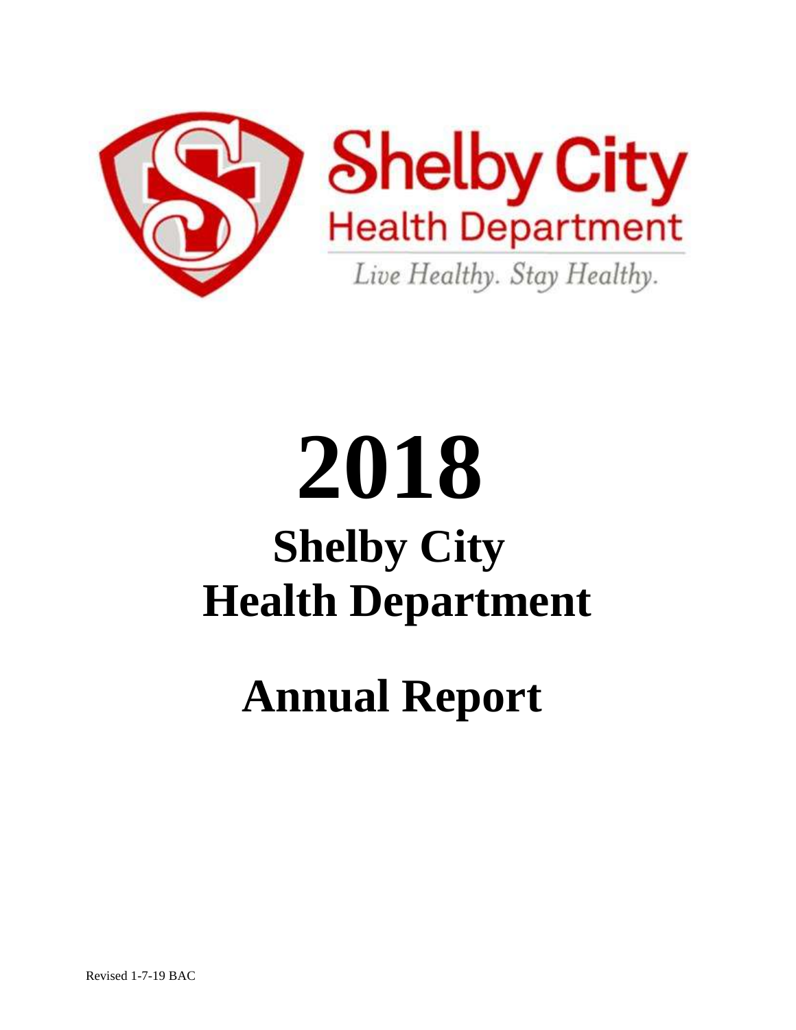Shelby City
Health Department

*Live Healthy. Stay Healthy.*

# 2018

# Shelby City Health Department

# Annual Report

Revised 1-7-19 BAC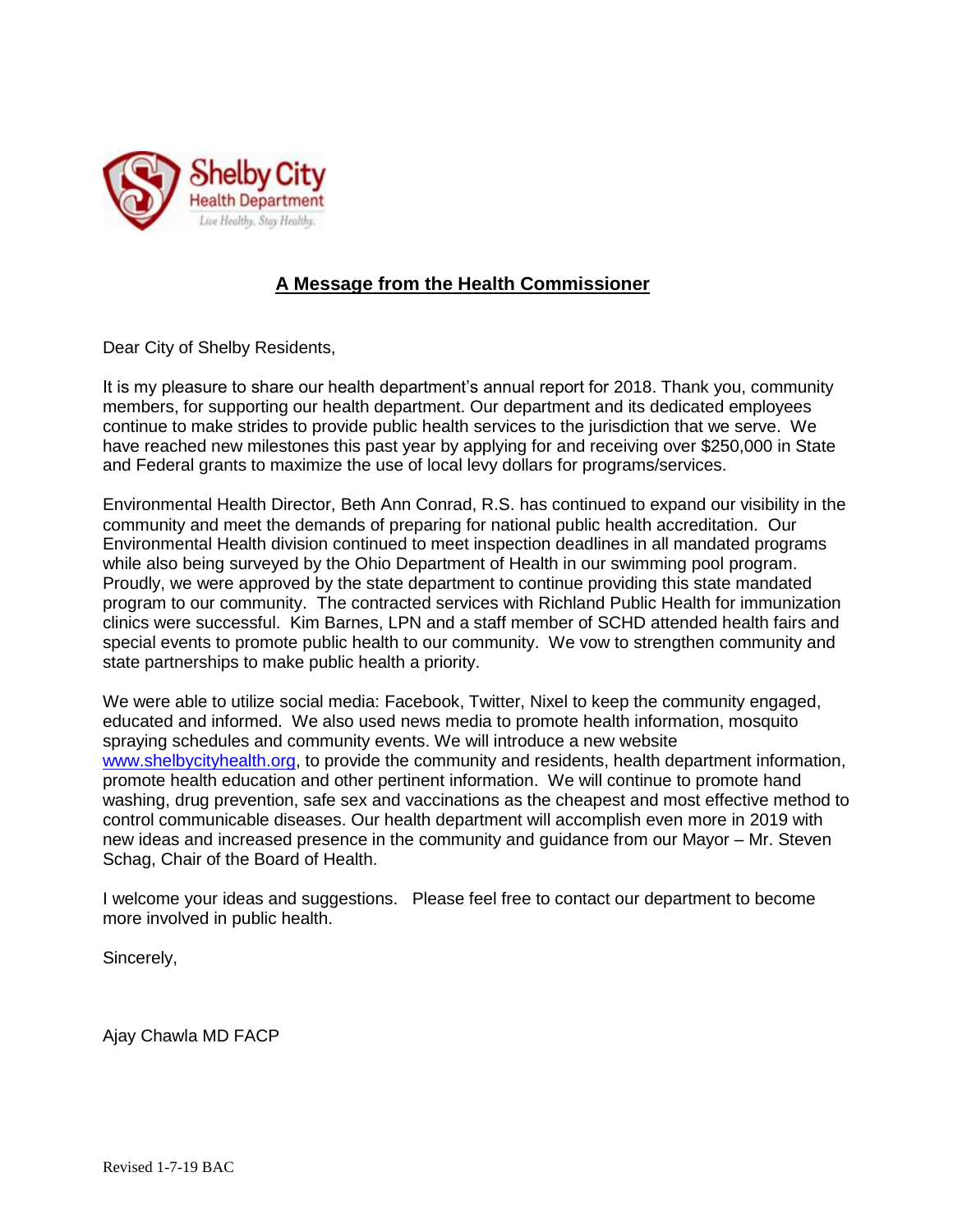Shelby City
Health Department
*Live Healthy. Stay Healthy.*

## A Message from the Health Commissioner

Dear City of Shelby Residents,

It is my pleasure to share our health department's annual report for 2018. Thank you, community members, for supporting our health department. Our department and its dedicated employees continue to make strides to provide public health services to the jurisdiction that we serve. We have reached new milestones this past year by applying for and receiving over $250,000 in State and Federal grants to maximize the use of local levy dollars for programs/services.

Environmental Health Director, Beth Ann Conrad, R.S. has continued to expand our visibility in the community and meet the demands of preparing for national public health accreditation. Our Environmental Health division continued to meet inspection deadlines in all mandated programs while also being surveyed by the Ohio Department of Health in our swimming pool program. Proudly, we were approved by the state department to continue providing this state mandated program to our community. The contracted services with Richland Public Health for immunization clinics were successful. Kim Barnes, LPN and a staff member of SCHD attended health fairs and special events to promote public health to our community. We vow to strengthen community and state partnerships to make public health a priority.

We were able to utilize social media: Facebook, Twitter, Nixel to keep the community engaged, educated and informed. We also used news media to promote health information, mosquito spraying schedules and community events. We will introduce a new website [www.shelbycityhealth.org](www.shelbycityhealth.org), to provide the community and residents, health department information, promote health education and other pertinent information. We will continue to promote hand washing, drug prevention, safe sex and vaccinations as the cheapest and most effective method to control communicable diseases. Our health department will accomplish even more in 2019 with new ideas and increased presence in the community and guidance from our Mayor – Mr. Steven Schag, Chair of the Board of Health.

I welcome your ideas and suggestions. Please feel free to contact our department to become more involved in public health.

Sincerely,

Ajay Chawla MD FACP

Revised 1-7-19 BAC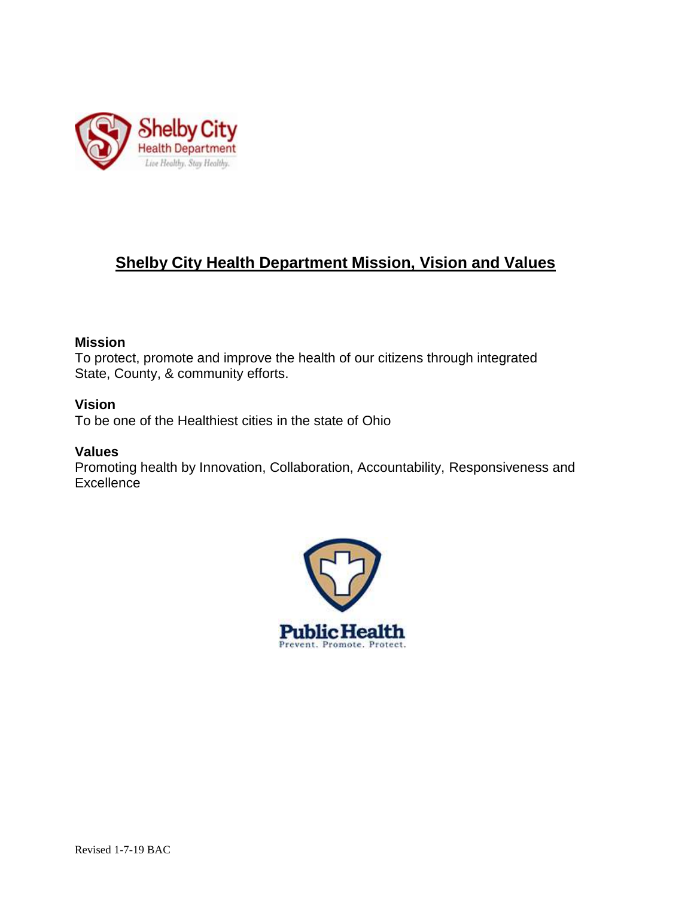# Shelby City Health Department Mission, Vision and Values

**Mission**
To protect, promote and improve the health of our citizens through integrated State, County, & community efforts.

**Vision**
To be one of the Healthiest cities in the state of Ohio

**Values**
Promoting health by Innovation, Collaboration, Accountability, Responsiveness and Excellence

Revised 1-7-19 BAC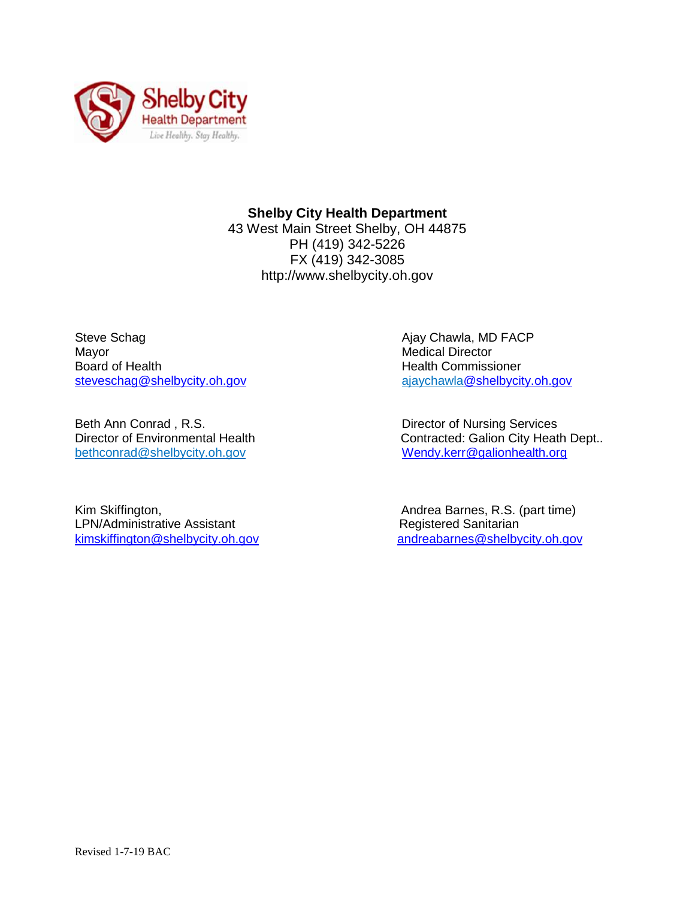**Shelby City Health Department**

43 West Main Street Shelby, OH 44875
PH (419) 342-5226
FX (419) 342-3085
http://www.shelbycity.oh.gov

Steve Schag
Mayor
Board of Health
steveschag@shelbycity.oh.gov

Ajay Chawla, MD FACP
Medical Director
Health Commissioner
ajaychawla@shelbycity.oh.gov

Beth Ann Conrad , R.S.
Director of Environmental Health
bethconrad@shelbycity.oh.gov

Director of Nursing Services
Contracted: Galion City Heath Dept..
Wendy.kerr@galionhealth.org

Kim Skiffington,
LPN/Administrative Assistant
kimskiffington@shelbycity.oh.gov

Andrea Barnes, R.S. (part time)
Registered Sanitarian
andreabarnes@shelbycity.oh.gov

Revised 1-7-19 BAC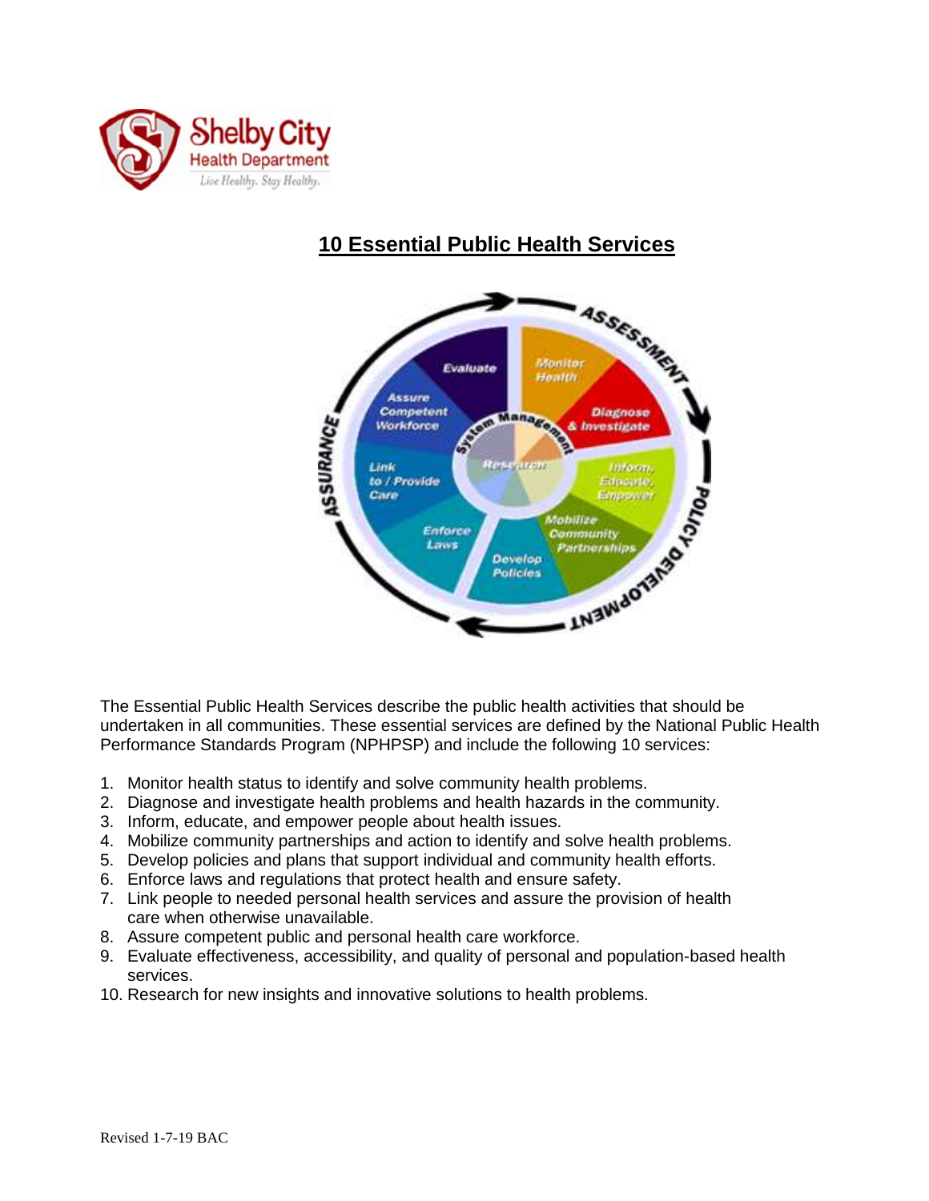# 10 Essential Public Health Services

The Essential Public Health Services describe the public health activities that should be undertaken in all communities. These essential services are defined by the National Public Health Performance Standards Program (NPHPSP) and include the following 10 services:

1. Monitor health status to identify and solve community health problems.
2. Diagnose and investigate health problems and health hazards in the community.
3. Inform, educate, and empower people about health issues.
4. Mobilize community partnerships and action to identify and solve health problems.
5. Develop policies and plans that support individual and community health efforts.
6. Enforce laws and regulations that protect health and ensure safety.
7. Link people to needed personal health services and assure the provision of health care when otherwise unavailable.
8. Assure competent public and personal health care workforce.
9. Evaluate effectiveness, accessibility, and quality of personal and population-based health services.
10. Research for new insights and innovative solutions to health problems.

Revised 1-7-19 BAC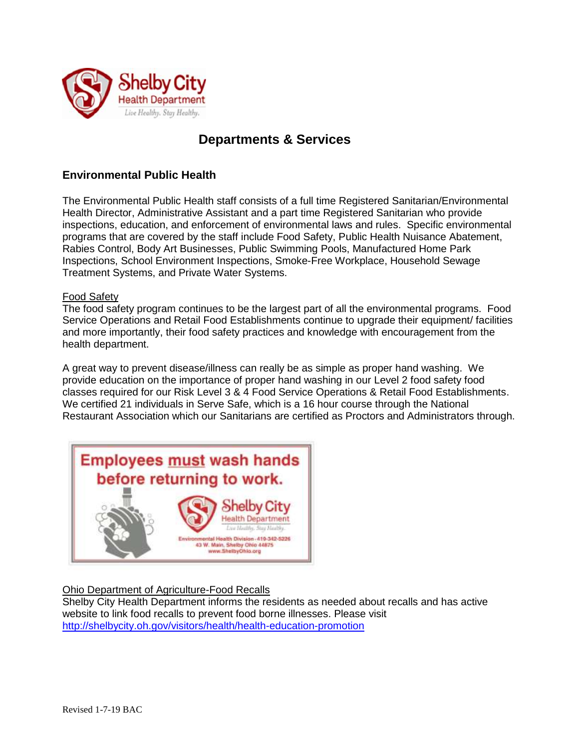# Departments & Services

## Environmental Public Health

The Environmental Public Health staff consists of a full time Registered Sanitarian/Environmental Health Director, Administrative Assistant and a part time Registered Sanitarian who provide inspections, education, and enforcement of environmental laws and rules. Specific environmental programs that are covered by the staff include Food Safety, Public Health Nuisance Abatement, Rabies Control, Body Art Businesses, Public Swimming Pools, Manufactured Home Park Inspections, School Environment Inspections, Smoke-Free Workplace, Household Sewage Treatment Systems, and Private Water Systems.

### Food Safety

The food safety program continues to be the largest part of all the environmental programs. Food Service Operations and Retail Food Establishments continue to upgrade their equipment/ facilities and more importantly, their food safety practices and knowledge with encouragement from the health department.

A great way to prevent disease/illness can really be as simple as proper hand washing. We provide education on the importance of proper hand washing in our Level 2 food safety food classes required for our Risk Level 3 & 4 Food Service Operations & Retail Food Establishments. We certified 21 individuals in Serve Safe, which is a 16 hour course through the National Restaurant Association which our Sanitarians are certified as Proctors and Administrators through.

**Employees must wash hands before returning to work.**

Shelby City Health Department
Live Healthy. Stay Healthy.
Environmental Health Division - 419-342-5226
43 W. Main, Shelby Ohio 44875
www.ShelbyOhio.org

### Ohio Department of Agriculture-Food Recalls

Shelby City Health Department informs the residents as needed about recalls and has active website to link food recalls to prevent food borne illnesses. Please visit http://shelbycity.oh.gov/visitors/health/health-education-promotion

Revised 1-7-19 BAC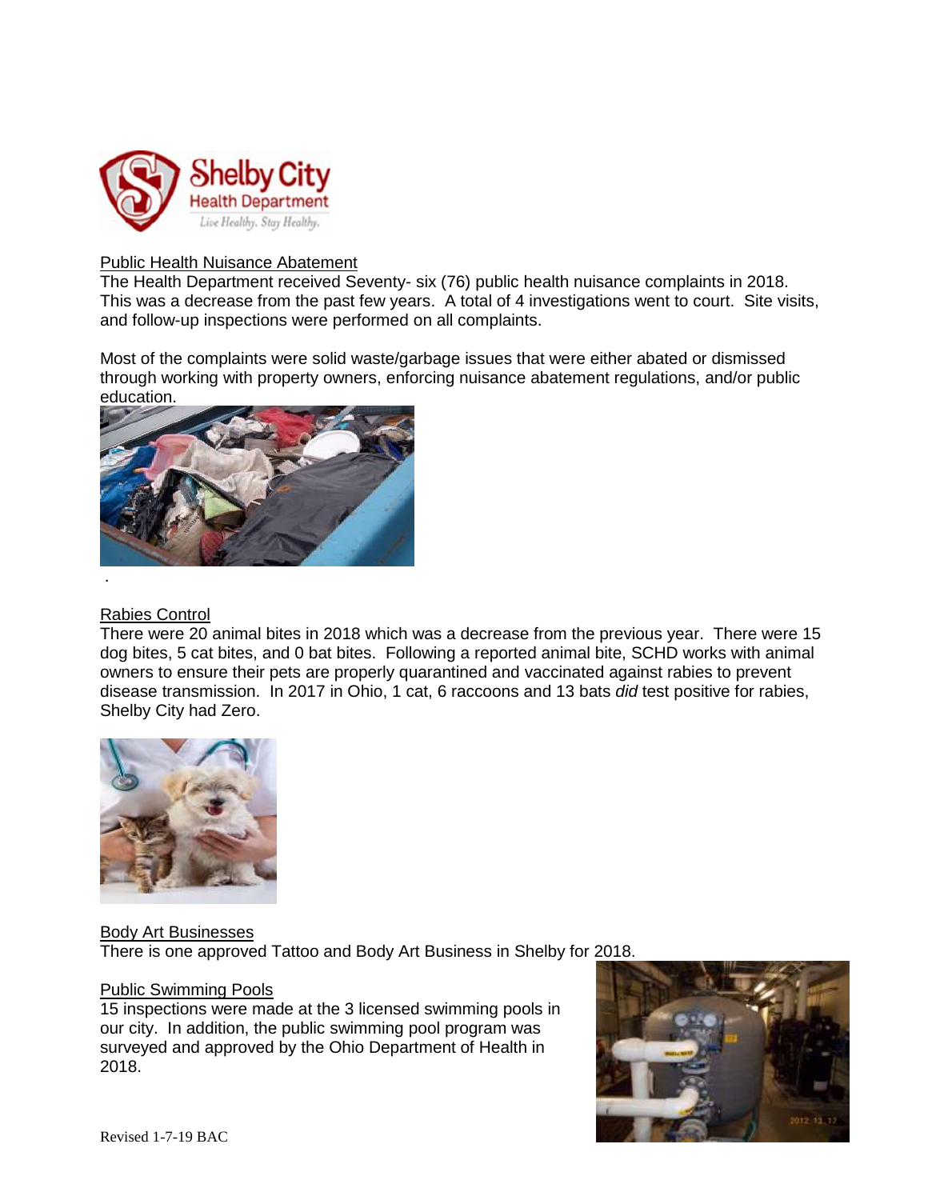Shelby City Health Department

Live Healthy. Stay Healthy.

## Public Health Nuisance Abatement

The Health Department received Seventy- six (76) public health nuisance complaints in 2018. This was a decrease from the past few years. A total of 4 investigations went to court. Site visits, and follow-up inspections were performed on all complaints.

Most of the complaints were solid waste/garbage issues that were either abated or dismissed through working with property owners, enforcing nuisance abatement regulations, and/or public education.

## Rabies Control

There were 20 animal bites in 2018 which was a decrease from the previous year. There were 15 dog bites, 5 cat bites, and 0 bat bites. Following a reported animal bite, SCHD works with animal owners to ensure their pets are properly quarantined and vaccinated against rabies to prevent disease transmission. In 2017 in Ohio, 1 cat, 6 raccoons and 13 bats *did* test positive for rabies, Shelby City had Zero.

## Body Art Businesses

There is one approved Tattoo and Body Art Business in Shelby for 2018.

## Public Swimming Pools

15 inspections were made at the 3 licensed swimming pools in our city. In addition, the public swimming pool program was surveyed and approved by the Ohio Department of Health in 2018.

Revised 1-7-19 BAC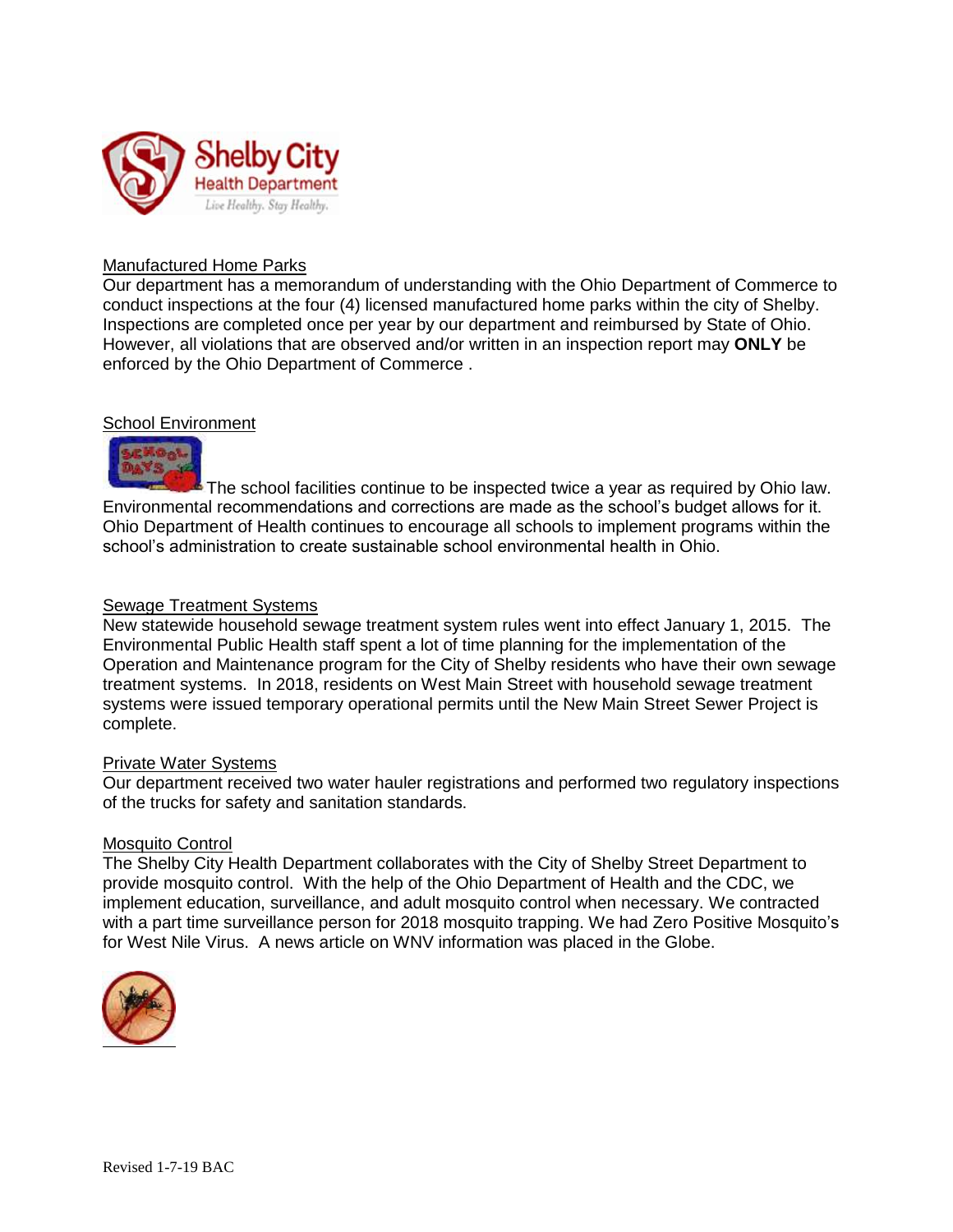## Manufactured Home Parks

Our department has a memorandum of understanding with the Ohio Department of Commerce to conduct inspections at the four (4) licensed manufactured home parks within the city of Shelby. Inspections are completed once per year by our department and reimbursed by State of Ohio. However, all violations that are observed and/or written in an inspection report may **ONLY** be enforced by the Ohio Department of Commerce .

## School Environment

The school facilities continue to be inspected twice a year as required by Ohio law. Environmental recommendations and corrections are made as the school's budget allows for it. Ohio Department of Health continues to encourage all schools to implement programs within the school's administration to create sustainable school environmental health in Ohio.

## Sewage Treatment Systems

New statewide household sewage treatment system rules went into effect January 1, 2015. The Environmental Public Health staff spent a lot of time planning for the implementation of the Operation and Maintenance program for the City of Shelby residents who have their own sewage treatment systems. In 2018, residents on West Main Street with household sewage treatment systems were issued temporary operational permits until the New Main Street Sewer Project is complete.

## Private Water Systems

Our department received two water hauler registrations and performed two regulatory inspections of the trucks for safety and sanitation standards.

## Mosquito Control

The Shelby City Health Department collaborates with the City of Shelby Street Department to provide mosquito control. With the help of the Ohio Department of Health and the CDC, we implement education, surveillance, and adult mosquito control when necessary. We contracted with a part time surveillance person for 2018 mosquito trapping. We had Zero Positive Mosquito's for West Nile Virus. A news article on WNV information was placed in the Globe.

Revised 1-7-19 BAC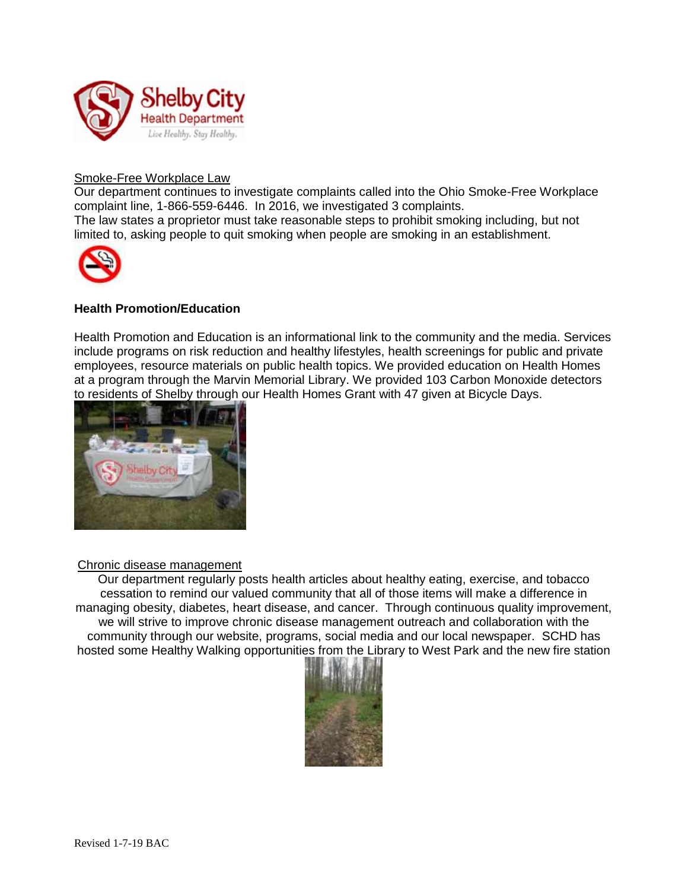Smoke-Free Workplace Law

Our department continues to investigate complaints called into the Ohio Smoke-Free Workplace complaint line, 1-866-559-6446. In 2016, we investigated 3 complaints.

The law states a proprietor must take reasonable steps to prohibit smoking including, but not limited to, asking people to quit smoking when people are smoking in an establishment.

**Health Promotion/Education**

Health Promotion and Education is an informational link to the community and the media. Services include programs on risk reduction and healthy lifestyles, health screenings for public and private employees, resource materials on public health topics. We provided education on Health Homes at a program through the Marvin Memorial Library. We provided 103 Carbon Monoxide detectors to residents of Shelby through our Health Homes Grant with 47 given at Bicycle Days.

Chronic disease management

Our department regularly posts health articles about healthy eating, exercise, and tobacco cessation to remind our valued community that all of those items will make a difference in managing obesity, diabetes, heart disease, and cancer. Through continuous quality improvement, we will strive to improve chronic disease management outreach and collaboration with the community through our website, programs, social media and our local newspaper. SCHD has hosted some Healthy Walking opportunities from the Library to West Park and the new fire station

Revised 1-7-19 BAC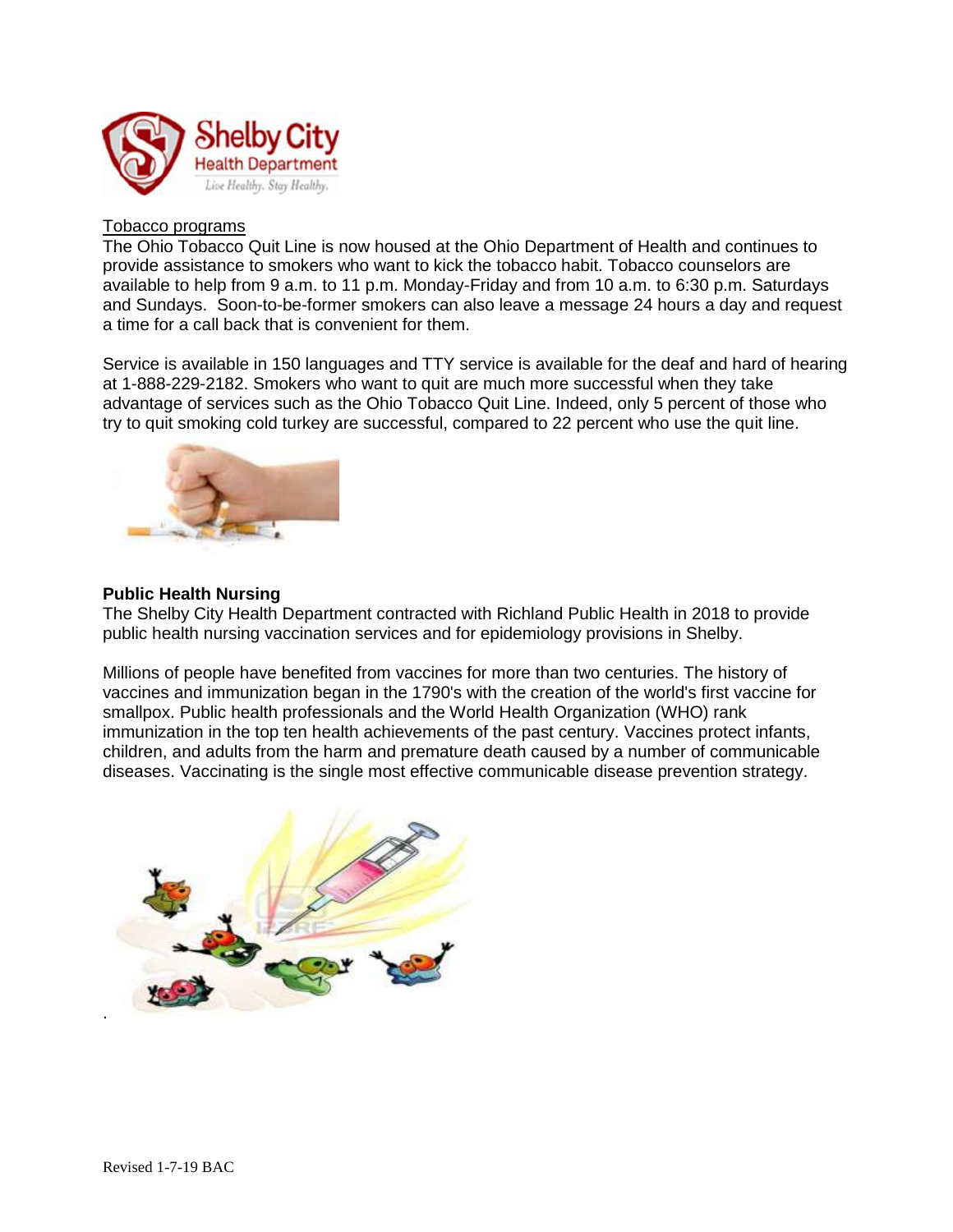Shelby City Health Department

Live Healthy. Stay Healthy.

Tobacco programs

The Ohio Tobacco Quit Line is now housed at the Ohio Department of Health and continues to provide assistance to smokers who want to kick the tobacco habit. Tobacco counselors are available to help from 9 a.m. to 11 p.m. Monday-Friday and from 10 a.m. to 6:30 p.m. Saturdays and Sundays. Soon-to-be-former smokers can also leave a message 24 hours a day and request a time for a call back that is convenient for them.

Service is available in 150 languages and TTY service is available for the deaf and hard of hearing at 1-888-229-2182. Smokers who want to quit are much more successful when they take advantage of services such as the Ohio Tobacco Quit Line. Indeed, only 5 percent of those who try to quit smoking cold turkey are successful, compared to 22 percent who use the quit line.

**Public Health Nursing**

The Shelby City Health Department contracted with Richland Public Health in 2018 to provide public health nursing vaccination services and for epidemiology provisions in Shelby.

Millions of people have benefited from vaccines for more than two centuries. The history of vaccines and immunization began in the 1790's with the creation of the world's first vaccine for smallpox. Public health professionals and the World Health Organization (WHO) rank immunization in the top ten health achievements of the past century. Vaccines protect infants, children, and adults from the harm and premature death caused by a number of communicable diseases. Vaccinating is the single most effective communicable disease prevention strategy.

Revised 1-7-19 BAC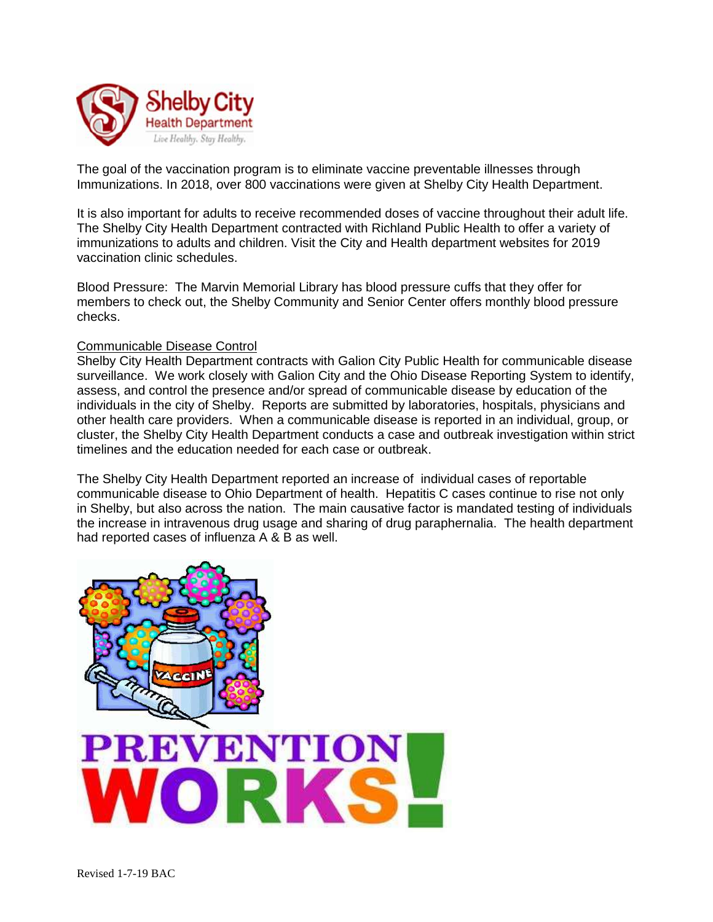The goal of the vaccination program is to eliminate vaccine preventable illnesses through Immunizations. In 2018, over 800 vaccinations were given at Shelby City Health Department.

It is also important for adults to receive recommended doses of vaccine throughout their adult life. The Shelby City Health Department contracted with Richland Public Health to offer a variety of immunizations to adults and children. Visit the City and Health department websites for 2019 vaccination clinic schedules.

Blood Pressure: The Marvin Memorial Library has blood pressure cuffs that they offer for members to check out, the Shelby Community and Senior Center offers monthly blood pressure checks.

Communicable Disease Control

Shelby City Health Department contracts with Galion City Public Health for communicable disease surveillance. We work closely with Galion City and the Ohio Disease Reporting System to identify, assess, and control the presence and/or spread of communicable disease by education of the individuals in the city of Shelby. Reports are submitted by laboratories, hospitals, physicians and other health care providers. When a communicable disease is reported in an individual, group, or cluster, the Shelby City Health Department conducts a case and outbreak investigation within strict timelines and the education needed for each case or outbreak.

The Shelby City Health Department reported an increase of individual cases of reportable communicable disease to Ohio Department of health. Hepatitis C cases continue to rise not only in Shelby, but also across the nation. The main causative factor is mandated testing of individuals the increase in intravenous drug usage and sharing of drug paraphernalia. The health department had reported cases of influenza A & B as well.

PREVENTION WORKS!

Revised 1-7-19 BAC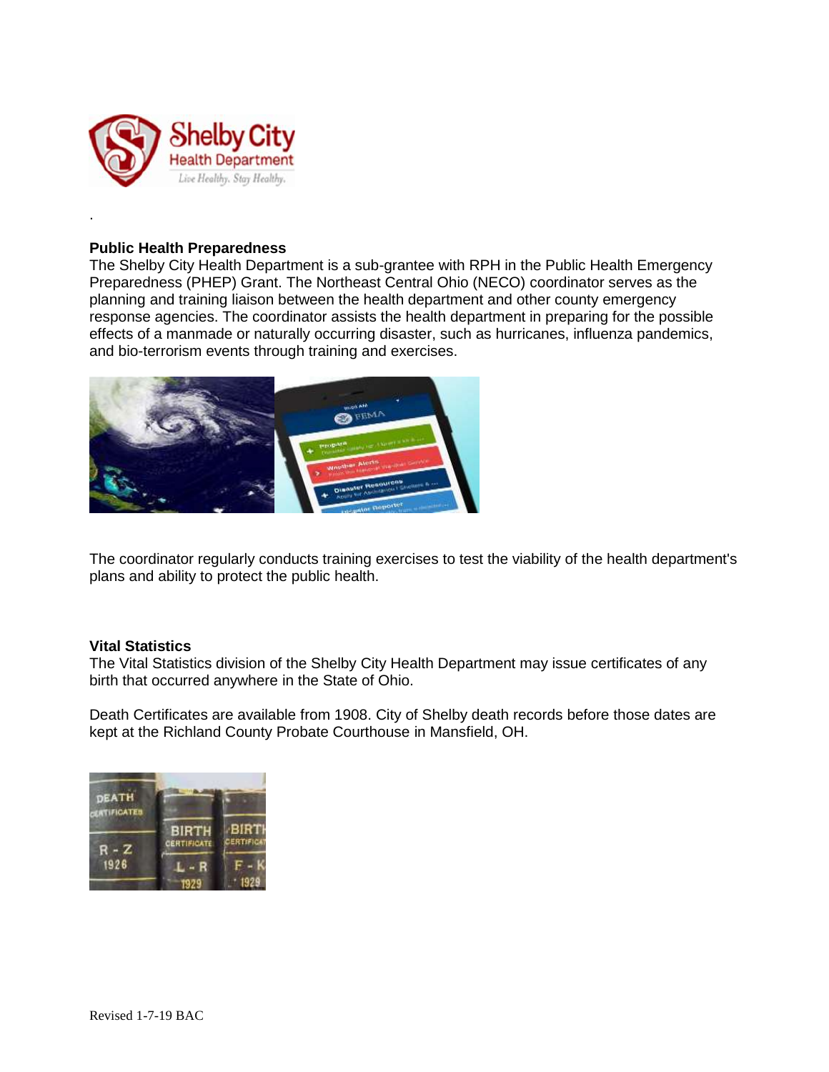.

**Public Health Preparedness**

The Shelby City Health Department is a sub-grantee with RPH in the Public Health Emergency Preparedness (PHEP) Grant. The Northeast Central Ohio (NECO) coordinator serves as the planning and training liaison between the health department and other county emergency response agencies. The coordinator assists the health department in preparing for the possible effects of a manmade or naturally occurring disaster, such as hurricanes, influenza pandemics, and bio-terrorism events through training and exercises.

The coordinator regularly conducts training exercises to test the viability of the health department's plans and ability to protect the public health.

**Vital Statistics**

The Vital Statistics division of the Shelby City Health Department may issue certificates of any birth that occurred anywhere in the State of Ohio.

Death Certificates are available from 1908. City of Shelby death records before those dates are kept at the Richland County Probate Courthouse in Mansfield, OH.

Revised 1-7-19 BAC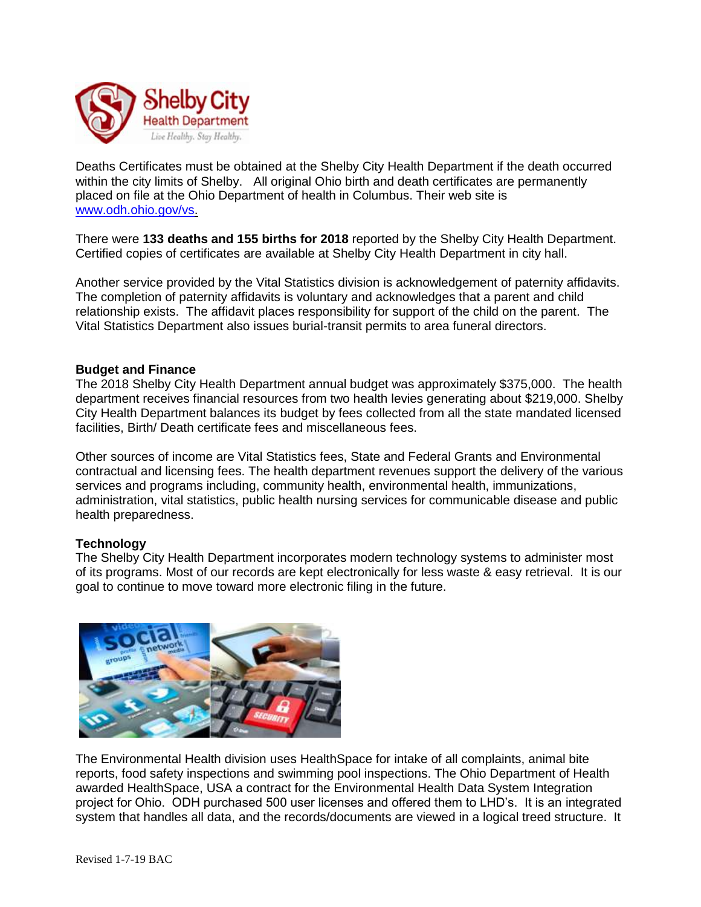Deaths Certificates must be obtained at the Shelby City Health Department if the death occurred within the city limits of Shelby. All original Ohio birth and death certificates are permanently placed on file at the Ohio Department of health in Columbus. Their web site is www.odh.ohio.gov/vs.

There were **133 deaths and 155 births for 2018** reported by the Shelby City Health Department. Certified copies of certificates are available at Shelby City Health Department in city hall.

Another service provided by the Vital Statistics division is acknowledgement of paternity affidavits. The completion of paternity affidavits is voluntary and acknowledges that a parent and child relationship exists. The affidavit places responsibility for support of the child on the parent. The Vital Statistics Department also issues burial-transit permits to area funeral directors.

**Budget and Finance**

The 2018 Shelby City Health Department annual budget was approximately $375,000. The health department receives financial resources from two health levies generating about $219,000. Shelby City Health Department balances its budget by fees collected from all the state mandated licensed facilities, Birth/ Death certificate fees and miscellaneous fees.

Other sources of income are Vital Statistics fees, State and Federal Grants and Environmental contractual and licensing fees. The health department revenues support the delivery of the various services and programs including, community health, environmental health, immunizations, administration, vital statistics, public health nursing services for communicable disease and public health preparedness.

**Technology**

The Shelby City Health Department incorporates modern technology systems to administer most of its programs. Most of our records are kept electronically for less waste & easy retrieval. It is our goal to continue to move toward more electronic filing in the future.

The Environmental Health division uses HealthSpace for intake of all complaints, animal bite reports, food safety inspections and swimming pool inspections. The Ohio Department of Health awarded HealthSpace, USA a contract for the Environmental Health Data System Integration project for Ohio. ODH purchased 500 user licenses and offered them to LHD's. It is an integrated system that handles all data, and the records/documents are viewed in a logical treed structure. It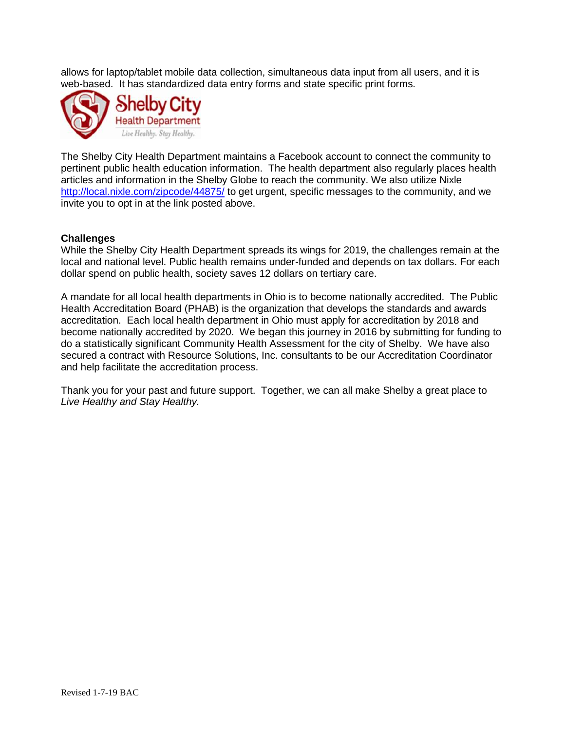allows for laptop/tablet mobile data collection, simultaneous data input from all users, and it is web-based. It has standardized data entry forms and state specific print forms.

The Shelby City Health Department maintains a Facebook account to connect the community to pertinent public health education information. The health department also regularly places health articles and information in the Shelby Globe to reach the community. We also utilize Nixle http://local.nixle.com/zipcode/44875/ to get urgent, specific messages to the community, and we invite you to opt in at the link posted above.

**Challenges**

While the Shelby City Health Department spreads its wings for 2019, the challenges remain at the local and national level. Public health remains under-funded and depends on tax dollars. For each dollar spend on public health, society saves 12 dollars on tertiary care.

A mandate for all local health departments in Ohio is to become nationally accredited. The Public Health Accreditation Board (PHAB) is the organization that develops the standards and awards accreditation. Each local health department in Ohio must apply for accreditation by 2018 and become nationally accredited by 2020. We began this journey in 2016 by submitting for funding to do a statistically significant Community Health Assessment for the city of Shelby. We have also secured a contract with Resource Solutions, Inc. consultants to be our Accreditation Coordinator and help facilitate the accreditation process.

Thank you for your past and future support. Together, we can all make Shelby a great place to *Live Healthy and Stay Healthy.*

Revised 1-7-19 BAC